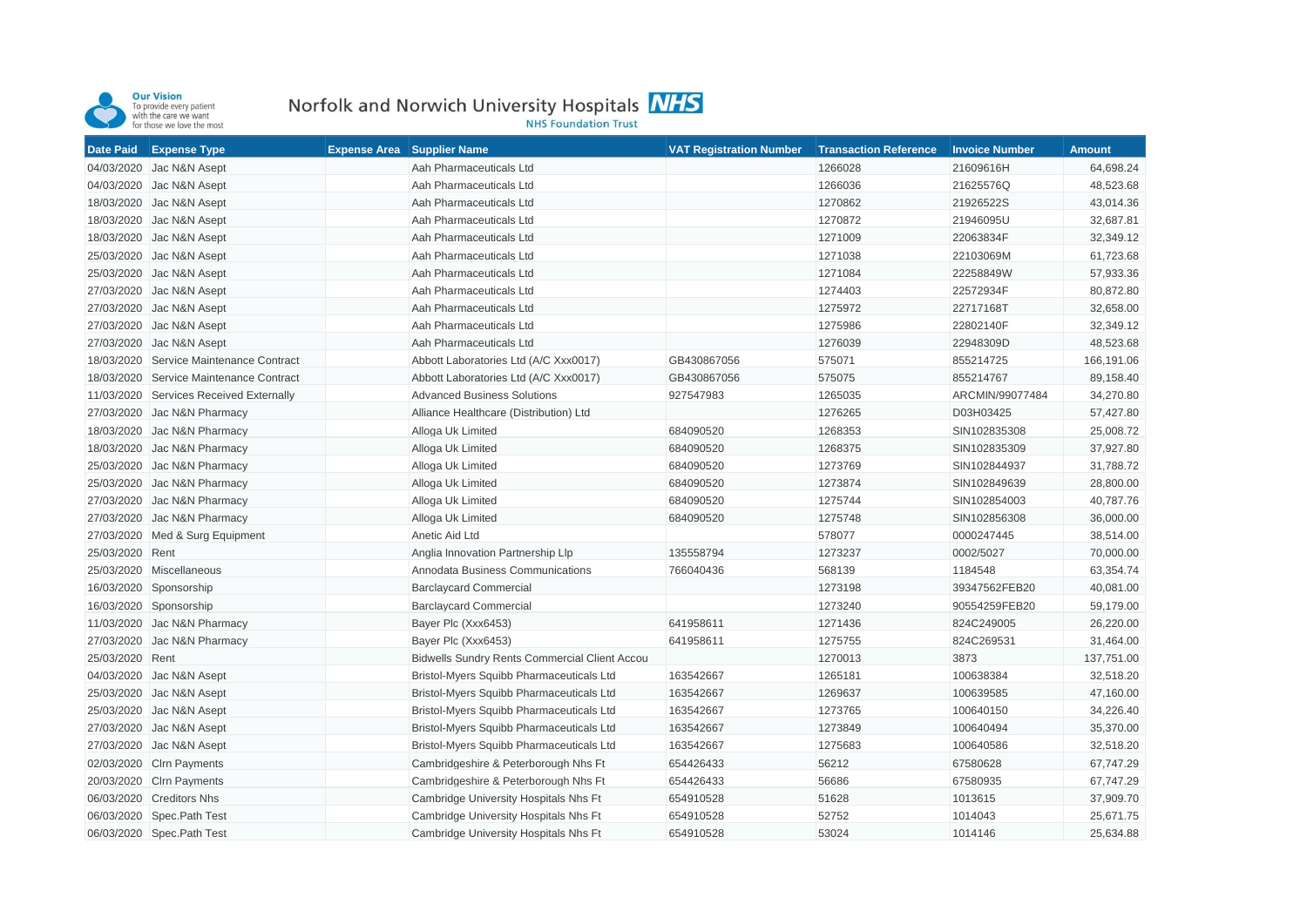Our Vision
To provide every patient with the care we want for those we love the most

Norfolk and Norwich University Hospitals NHS
NHS Foundation Trust

| Date Paid | Expense Type | Expense Area | Supplier Name | VAT Registration Number | Transaction Reference | Invoice Number | Amount |
|---|---|---|---|---|---|---|---|
| 04/03/2020 | Jac N&N Asept | | Aah Pharmaceuticals Ltd | | 1266028 | 21609616H | 64,698.24 |
| 04/03/2020 | Jac N&N Asept | | Aah Pharmaceuticals Ltd | | 1266036 | 21625576Q | 48,523.68 |
| 18/03/2020 | Jac N&N Asept | | Aah Pharmaceuticals Ltd | | 1270862 | 21926522S | 43,014.36 |
| 18/03/2020 | Jac N&N Asept | | Aah Pharmaceuticals Ltd | | 1270872 | 21946095U | 32,687.81 |
| 18/03/2020 | Jac N&N Asept | | Aah Pharmaceuticals Ltd | | 1271009 | 22063834F | 32,349.12 |
| 25/03/2020 | Jac N&N Asept | | Aah Pharmaceuticals Ltd | | 1271038 | 22103069M | 61,723.68 |
| 25/03/2020 | Jac N&N Asept | | Aah Pharmaceuticals Ltd | | 1271084 | 22258849W | 57,933.36 |
| 27/03/2020 | Jac N&N Asept | | Aah Pharmaceuticals Ltd | | 1274403 | 22572934F | 80,872.80 |
| 27/03/2020 | Jac N&N Asept | | Aah Pharmaceuticals Ltd | | 1275972 | 22717168T | 32,658.00 |
| 27/03/2020 | Jac N&N Asept | | Aah Pharmaceuticals Ltd | | 1275986 | 22802140F | 32,349.12 |
| 27/03/2020 | Jac N&N Asept | | Aah Pharmaceuticals Ltd | | 1276039 | 22948309D | 48,523.68 |
| 18/03/2020 | Service Maintenance Contract | | Abbott Laboratories Ltd (A/C Xxx0017) | GB430867056 | 575071 | 855214725 | 166,191.06 |
| 18/03/2020 | Service Maintenance Contract | | Abbott Laboratories Ltd (A/C Xxx0017) | GB430867056 | 575075 | 855214767 | 89,158.40 |
| 11/03/2020 | Services Received Externally | | Advanced Business Solutions | 927547983 | 1265035 | ARCMIN/99077484 | 34,270.80 |
| 27/03/2020 | Jac N&N Pharmacy | | Alliance Healthcare (Distribution) Ltd | | 1276265 | D03H03425 | 57,427.80 |
| 18/03/2020 | Jac N&N Pharmacy | | Alloga Uk Limited | 684090520 | 1268353 | SIN102835308 | 25,008.72 |
| 18/03/2020 | Jac N&N Pharmacy | | Alloga Uk Limited | 684090520 | 1268375 | SIN102835309 | 37,927.80 |
| 25/03/2020 | Jac N&N Pharmacy | | Alloga Uk Limited | 684090520 | 1273769 | SIN102844937 | 31,788.72 |
| 25/03/2020 | Jac N&N Pharmacy | | Alloga Uk Limited | 684090520 | 1273874 | SIN102849639 | 28,800.00 |
| 27/03/2020 | Jac N&N Pharmacy | | Alloga Uk Limited | 684090520 | 1275744 | SIN102854003 | 40,787.76 |
| 27/03/2020 | Jac N&N Pharmacy | | Alloga Uk Limited | 684090520 | 1275748 | SIN102856308 | 36,000.00 |
| 27/03/2020 | Med & Surg Equipment | | Anetic Aid Ltd | | 578077 | 0000247445 | 38,514.00 |
| 25/03/2020 | Rent | | Anglia Innovation Partnership Llp | 135558794 | 1273237 | 0002/5027 | 70,000.00 |
| 25/03/2020 | Miscellaneous | | Annodata Business Communications | 766040436 | 568139 | 1184548 | 63,354.74 |
| 16/03/2020 | Sponsorship | | Barclaycard Commercial | | 1273198 | 39347562FEB20 | 40,081.00 |
| 16/03/2020 | Sponsorship | | Barclaycard Commercial | | 1273240 | 90554259FEB20 | 59,179.00 |
| 11/03/2020 | Jac N&N Pharmacy | | Bayer Plc (Xxx6453) | 641958611 | 1271436 | 824C249005 | 26,220.00 |
| 27/03/2020 | Jac N&N Pharmacy | | Bayer Plc (Xxx6453) | 641958611 | 1275755 | 824C269531 | 31,464.00 |
| 25/03/2020 | Rent | | Bidwells Sundry Rents Commercial Client Accou | | 1270013 | 3873 | 137,751.00 |
| 04/03/2020 | Jac N&N Asept | | Bristol-Myers Squibb Pharmaceuticals Ltd | 163542667 | 1265181 | 100638384 | 32,518.20 |
| 25/03/2020 | Jac N&N Asept | | Bristol-Myers Squibb Pharmaceuticals Ltd | 163542667 | 1269637 | 100639585 | 47,160.00 |
| 25/03/2020 | Jac N&N Asept | | Bristol-Myers Squibb Pharmaceuticals Ltd | 163542667 | 1273765 | 100640150 | 34,226.40 |
| 27/03/2020 | Jac N&N Asept | | Bristol-Myers Squibb Pharmaceuticals Ltd | 163542667 | 1273849 | 100640494 | 35,370.00 |
| 27/03/2020 | Jac N&N Asept | | Bristol-Myers Squibb Pharmaceuticals Ltd | 163542667 | 1275683 | 100640586 | 32,518.20 |
| 02/03/2020 | Clrn Payments | | Cambridgeshire & Peterborough Nhs Ft | 654426433 | 56212 | 67580628 | 67,747.29 |
| 20/03/2020 | Clrn Payments | | Cambridgeshire & Peterborough Nhs Ft | 654426433 | 56686 | 67580935 | 67,747.29 |
| 06/03/2020 | Creditors Nhs | | Cambridge University Hospitals Nhs Ft | 654910528 | 51628 | 1013615 | 37,909.70 |
| 06/03/2020 | Spec.Path Test | | Cambridge University Hospitals Nhs Ft | 654910528 | 52752 | 1014043 | 25,671.75 |
| 06/03/2020 | Spec.Path Test | | Cambridge University Hospitals Nhs Ft | 654910528 | 53024 | 1014146 | 25,634.88 |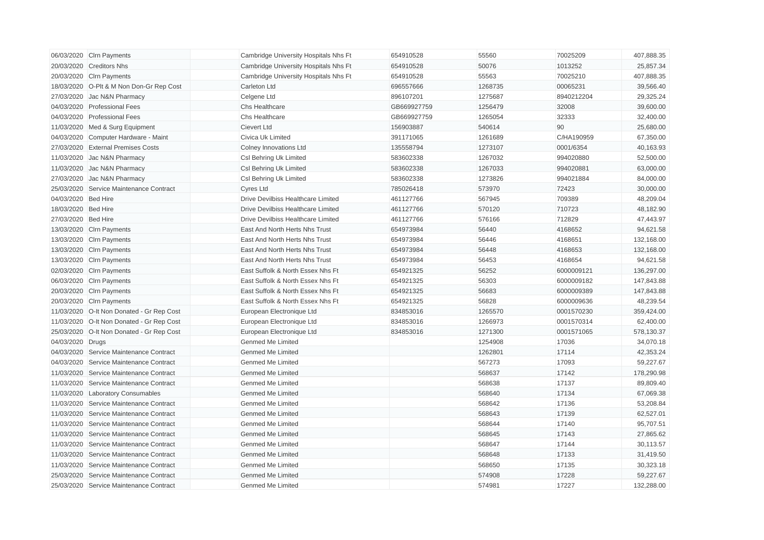| | | | | | | | |
|---|---|---|---|---|---|---|---|
| 06/03/2020 | Clrn Payments | | Cambridge University Hospitals Nhs Ft | 654910528 | 55560 | 70025209 | 407,888.35 |
| 20/03/2020 | Creditors Nhs | | Cambridge University Hospitals Nhs Ft | 654910528 | 50076 | 1013252 | 25,857.34 |
| 20/03/2020 | Clrn Payments | | Cambridge University Hospitals Nhs Ft | 654910528 | 55563 | 70025210 | 407,888.35 |
| 18/03/2020 | O-Plt & M Non Don-Gr Rep Cost | | Carleton Ltd | 696557666 | 1268735 | 00065231 | 39,566.40 |
| 27/03/2020 | Jac N&N Pharmacy | | Celgene Ltd | 896107201 | 1275687 | 8940212204 | 29,325.24 |
| 04/03/2020 | Professional Fees | | Chs Healthcare | GB669927759 | 1256479 | 32008 | 39,600.00 |
| 04/03/2020 | Professional Fees | | Chs Healthcare | GB669927759 | 1265054 | 32333 | 32,400.00 |
| 11/03/2020 | Med & Surg Equipment | | Cievert Ltd | 156903887 | 540614 | 90 | 25,680.00 |
| 04/03/2020 | Computer Hardware - Maint | | Civica Uk Limited | 391171065 | 1261689 | C/HA190959 | 67,350.00 |
| 27/03/2020 | External Premises Costs | | Colney Innovations Ltd | 135558794 | 1273107 | 0001/6354 | 40,163.93 |
| 11/03/2020 | Jac N&N Pharmacy | | Csl Behring Uk Limited | 583602338 | 1267032 | 994020880 | 52,500.00 |
| 11/03/2020 | Jac N&N Pharmacy | | Csl Behring Uk Limited | 583602338 | 1267033 | 994020881 | 63,000.00 |
| 27/03/2020 | Jac N&N Pharmacy | | Csl Behring Uk Limited | 583602338 | 1273826 | 994021884 | 84,000.00 |
| 25/03/2020 | Service Maintenance Contract | | Cyres Ltd | 785026418 | 573970 | 72423 | 30,000.00 |
| 04/03/2020 | Bed Hire | | Drive Devilbiss Healthcare Limited | 461127766 | 567945 | 709389 | 48,209.04 |
| 18/03/2020 | Bed Hire | | Drive Devilbiss Healthcare Limited | 461127766 | 570120 | 710723 | 48,182.90 |
| 27/03/2020 | Bed Hire | | Drive Devilbiss Healthcare Limited | 461127766 | 576166 | 712829 | 47,443.97 |
| 13/03/2020 | Clrn Payments | | East And North Herts Nhs Trust | 654973984 | 56440 | 4168652 | 94,621.58 |
| 13/03/2020 | Clrn Payments | | East And North Herts Nhs Trust | 654973984 | 56446 | 4168651 | 132,168.00 |
| 13/03/2020 | Clrn Payments | | East And North Herts Nhs Trust | 654973984 | 56448 | 4168653 | 132,168.00 |
| 13/03/2020 | Clrn Payments | | East And North Herts Nhs Trust | 654973984 | 56453 | 4168654 | 94,621.58 |
| 02/03/2020 | Clrn Payments | | East Suffolk & North Essex Nhs Ft | 654921325 | 56252 | 6000009121 | 136,297.00 |
| 06/03/2020 | Clrn Payments | | East Suffolk & North Essex Nhs Ft | 654921325 | 56303 | 6000009182 | 147,843.88 |
| 20/03/2020 | Clrn Payments | | East Suffolk & North Essex Nhs Ft | 654921325 | 56683 | 6000009389 | 147,843.88 |
| 20/03/2020 | Clrn Payments | | East Suffolk & North Essex Nhs Ft | 654921325 | 56828 | 6000009636 | 48,239.54 |
| 11/03/2020 | O-It Non Donated - Gr Rep Cost | | European Electronique Ltd | 834853016 | 1265570 | 0001570230 | 359,424.00 |
| 11/03/2020 | O-It Non Donated - Gr Rep Cost | | European Electronique Ltd | 834853016 | 1266973 | 0001570314 | 62,400.00 |
| 25/03/2020 | O-It Non Donated - Gr Rep Cost | | European Electronique Ltd | 834853016 | 1271300 | 0001571065 | 578,130.37 |
| 04/03/2020 | Drugs | | Genmed Me Limited | | 1254908 | 17036 | 34,070.18 |
| 04/03/2020 | Service Maintenance Contract | | Genmed Me Limited | | 1262801 | 17114 | 42,353.24 |
| 04/03/2020 | Service Maintenance Contract | | Genmed Me Limited | | 567273 | 17093 | 59,227.67 |
| 11/03/2020 | Service Maintenance Contract | | Genmed Me Limited | | 568637 | 17142 | 178,290.98 |
| 11/03/2020 | Service Maintenance Contract | | Genmed Me Limited | | 568638 | 17137 | 89,809.40 |
| 11/03/2020 | Laboratory Consumables | | Genmed Me Limited | | 568640 | 17134 | 67,069.38 |
| 11/03/2020 | Service Maintenance Contract | | Genmed Me Limited | | 568642 | 17136 | 53,208.84 |
| 11/03/2020 | Service Maintenance Contract | | Genmed Me Limited | | 568643 | 17139 | 62,527.01 |
| 11/03/2020 | Service Maintenance Contract | | Genmed Me Limited | | 568644 | 17140 | 95,707.51 |
| 11/03/2020 | Service Maintenance Contract | | Genmed Me Limited | | 568645 | 17143 | 27,865.62 |
| 11/03/2020 | Service Maintenance Contract | | Genmed Me Limited | | 568647 | 17144 | 30,113.57 |
| 11/03/2020 | Service Maintenance Contract | | Genmed Me Limited | | 568648 | 17133 | 31,419.50 |
| 11/03/2020 | Service Maintenance Contract | | Genmed Me Limited | | 568650 | 17135 | 30,323.18 |
| 25/03/2020 | Service Maintenance Contract | | Genmed Me Limited | | 574908 | 17228 | 59,227.67 |
| 25/03/2020 | Service Maintenance Contract | | Genmed Me Limited | | 574981 | 17227 | 132,288.00 |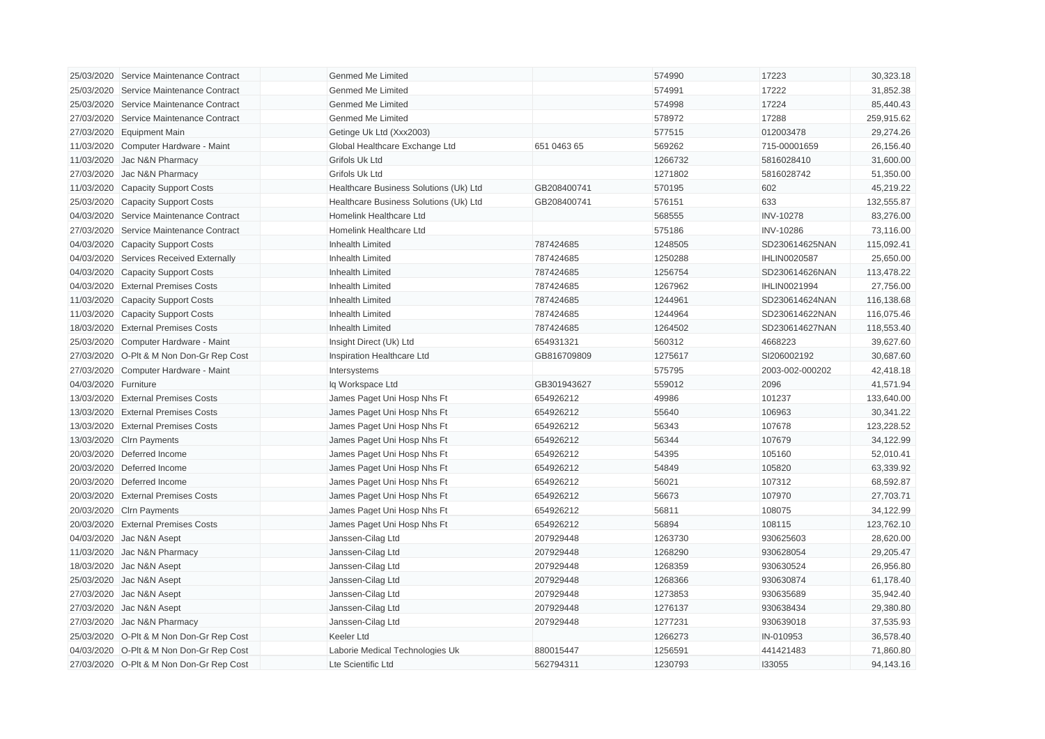| | | | | | | | |
|---|---|---|---|---|---|---|---|
| 25/03/2020 | Service Maintenance Contract | | Genmed Me Limited | | 574990 | 17223 | 30,323.18 |
| 25/03/2020 | Service Maintenance Contract | | Genmed Me Limited | | 574991 | 17222 | 31,852.38 |
| 25/03/2020 | Service Maintenance Contract | | Genmed Me Limited | | 574998 | 17224 | 85,440.43 |
| 27/03/2020 | Service Maintenance Contract | | Genmed Me Limited | | 578972 | 17288 | 259,915.62 |
| 27/03/2020 | Equipment Main | | Getinge Uk Ltd (Xxx2003) | | 577515 | 012003478 | 29,274.26 |
| 11/03/2020 | Computer Hardware - Maint | | Global Healthcare Exchange Ltd | 651 0463 65 | 569262 | 715-00001659 | 26,156.40 |
| 11/03/2020 | Jac N&N Pharmacy | | Grifols Uk Ltd | | 1266732 | 5816028410 | 31,600.00 |
| 27/03/2020 | Jac N&N Pharmacy | | Grifols Uk Ltd | | 1271802 | 5816028742 | 51,350.00 |
| 11/03/2020 | Capacity Support Costs | | Healthcare Business Solutions (Uk) Ltd | GB208400741 | 570195 | 602 | 45,219.22 |
| 25/03/2020 | Capacity Support Costs | | Healthcare Business Solutions (Uk) Ltd | GB208400741 | 576151 | 633 | 132,555.87 |
| 04/03/2020 | Service Maintenance Contract | | Homelink Healthcare Ltd | | 568555 | INV-10278 | 83,276.00 |
| 27/03/2020 | Service Maintenance Contract | | Homelink Healthcare Ltd | | 575186 | INV-10286 | 73,116.00 |
| 04/03/2020 | Capacity Support Costs | | Inhealth Limited | 787424685 | 1248505 | SD230614625NAN | 115,092.41 |
| 04/03/2020 | Services Received Externally | | Inhealth Limited | 787424685 | 1250288 | IHLIN0020587 | 25,650.00 |
| 04/03/2020 | Capacity Support Costs | | Inhealth Limited | 787424685 | 1256754 | SD230614626NAN | 113,478.22 |
| 04/03/2020 | External Premises Costs | | Inhealth Limited | 787424685 | 1267962 | IHLIN0021994 | 27,756.00 |
| 11/03/2020 | Capacity Support Costs | | Inhealth Limited | 787424685 | 1244961 | SD230614624NAN | 116,138.68 |
| 11/03/2020 | Capacity Support Costs | | Inhealth Limited | 787424685 | 1244964 | SD230614622NAN | 116,075.46 |
| 18/03/2020 | External Premises Costs | | Inhealth Limited | 787424685 | 1264502 | SD230614627NAN | 118,553.40 |
| 25/03/2020 | Computer Hardware - Maint | | Insight Direct (Uk) Ltd | 654931321 | 560312 | 4668223 | 39,627.60 |
| 27/03/2020 | O-Plt & M Non Don-Gr Rep Cost | | Inspiration Healthcare Ltd | GB816709809 | 1275617 | SI206002192 | 30,687.60 |
| 27/03/2020 | Computer Hardware - Maint | | Intersystems | | 575795 | 2003-002-000202 | 42,418.18 |
| 04/03/2020 | Furniture | | Iq Workspace Ltd | GB301943627 | 559012 | 2096 | 41,571.94 |
| 13/03/2020 | External Premises Costs | | James Paget Uni Hosp Nhs Ft | 654926212 | 49986 | 101237 | 133,640.00 |
| 13/03/2020 | External Premises Costs | | James Paget Uni Hosp Nhs Ft | 654926212 | 55640 | 106963 | 30,341.22 |
| 13/03/2020 | External Premises Costs | | James Paget Uni Hosp Nhs Ft | 654926212 | 56343 | 107678 | 123,228.52 |
| 13/03/2020 | Clrn Payments | | James Paget Uni Hosp Nhs Ft | 654926212 | 56344 | 107679 | 34,122.99 |
| 20/03/2020 | Deferred Income | | James Paget Uni Hosp Nhs Ft | 654926212 | 54395 | 105160 | 52,010.41 |
| 20/03/2020 | Deferred Income | | James Paget Uni Hosp Nhs Ft | 654926212 | 54849 | 105820 | 63,339.92 |
| 20/03/2020 | Deferred Income | | James Paget Uni Hosp Nhs Ft | 654926212 | 56021 | 107312 | 68,592.87 |
| 20/03/2020 | External Premises Costs | | James Paget Uni Hosp Nhs Ft | 654926212 | 56673 | 107970 | 27,703.71 |
| 20/03/2020 | Clrn Payments | | James Paget Uni Hosp Nhs Ft | 654926212 | 56811 | 108075 | 34,122.99 |
| 20/03/2020 | External Premises Costs | | James Paget Uni Hosp Nhs Ft | 654926212 | 56894 | 108115 | 123,762.10 |
| 04/03/2020 | Jac N&N Asept | | Janssen-Cilag Ltd | 207929448 | 1263730 | 930625603 | 28,620.00 |
| 11/03/2020 | Jac N&N Pharmacy | | Janssen-Cilag Ltd | 207929448 | 1268290 | 930628054 | 29,205.47 |
| 18/03/2020 | Jac N&N Asept | | Janssen-Cilag Ltd | 207929448 | 1268359 | 930630524 | 26,956.80 |
| 25/03/2020 | Jac N&N Asept | | Janssen-Cilag Ltd | 207929448 | 1268366 | 930630874 | 61,178.40 |
| 27/03/2020 | Jac N&N Asept | | Janssen-Cilag Ltd | 207929448 | 1273853 | 930635689 | 35,942.40 |
| 27/03/2020 | Jac N&N Asept | | Janssen-Cilag Ltd | 207929448 | 1276137 | 930638434 | 29,380.80 |
| 27/03/2020 | Jac N&N Pharmacy | | Janssen-Cilag Ltd | 207929448 | 1277231 | 930639018 | 37,535.93 |
| 25/03/2020 | O-Plt & M Non Don-Gr Rep Cost | | Keeler Ltd | | 1266273 | IN-010953 | 36,578.40 |
| 04/03/2020 | O-Plt & M Non Don-Gr Rep Cost | | Laborie Medical Technologies Uk | 880015447 | 1256591 | 441421483 | 71,860.80 |
| 27/03/2020 | O-Plt & M Non Don-Gr Rep Cost | | Lte Scientific Ltd | 562794311 | 1230793 | I33055 | 94,143.16 |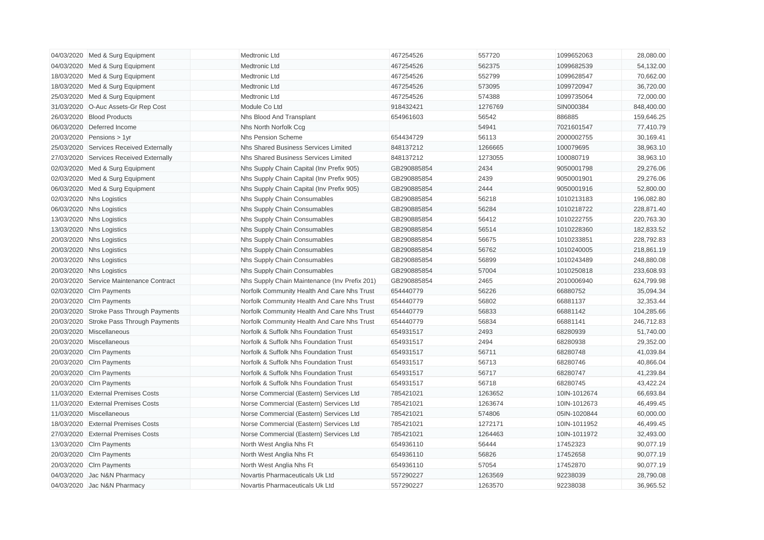| | | | | | | | |
|---|---|---|---|---|---|---|---|
| 04/03/2020 | Med & Surg Equipment | | Medtronic Ltd | 467254526 | 557720 | 1099652063 | 28,080.00 |
| 04/03/2020 | Med & Surg Equipment | | Medtronic Ltd | 467254526 | 562375 | 1099682539 | 54,132.00 |
| 18/03/2020 | Med & Surg Equipment | | Medtronic Ltd | 467254526 | 552799 | 1099628547 | 70,662.00 |
| 18/03/2020 | Med & Surg Equipment | | Medtronic Ltd | 467254526 | 573095 | 1099720947 | 36,720.00 |
| 25/03/2020 | Med & Surg Equipment | | Medtronic Ltd | 467254526 | 574388 | 1099735064 | 72,000.00 |
| 31/03/2020 | O-Auc Assets-Gr Rep Cost | | Module Co Ltd | 918432421 | 1276769 | SIN000384 | 848,400.00 |
| 26/03/2020 | Blood Products | | Nhs Blood And Transplant | 654961603 | 56542 | 886885 | 159,646.25 |
| 06/03/2020 | Deferred Income | | Nhs North Norfolk Ccg | | 54941 | 7021601547 | 77,410.79 |
| 20/03/2020 | Pensions > 1yr | | Nhs Pension Scheme | 654434729 | 56113 | 2000002755 | 30,169.41 |
| 25/03/2020 | Services Received Externally | | Nhs Shared Business Services Limited | 848137212 | 1266665 | 100079695 | 38,963.10 |
| 27/03/2020 | Services Received Externally | | Nhs Shared Business Services Limited | 848137212 | 1273055 | 100080719 | 38,963.10 |
| 02/03/2020 | Med & Surg Equipment | | Nhs Supply Chain Capital (Inv Prefix 905) | GB290885854 | 2434 | 9050001798 | 29,276.06 |
| 02/03/2020 | Med & Surg Equipment | | Nhs Supply Chain Capital (Inv Prefix 905) | GB290885854 | 2439 | 9050001901 | 29,276.06 |
| 06/03/2020 | Med & Surg Equipment | | Nhs Supply Chain Capital (Inv Prefix 905) | GB290885854 | 2444 | 9050001916 | 52,800.00 |
| 02/03/2020 | Nhs Logistics | | Nhs Supply Chain Consumables | GB290885854 | 56218 | 1010213183 | 196,082.80 |
| 06/03/2020 | Nhs Logistics | | Nhs Supply Chain Consumables | GB290885854 | 56284 | 1010218722 | 228,871.40 |
| 13/03/2020 | Nhs Logistics | | Nhs Supply Chain Consumables | GB290885854 | 56412 | 1010222755 | 220,763.30 |
| 13/03/2020 | Nhs Logistics | | Nhs Supply Chain Consumables | GB290885854 | 56514 | 1010228360 | 182,833.52 |
| 20/03/2020 | Nhs Logistics | | Nhs Supply Chain Consumables | GB290885854 | 56675 | 1010233851 | 228,792.83 |
| 20/03/2020 | Nhs Logistics | | Nhs Supply Chain Consumables | GB290885854 | 56762 | 1010240005 | 218,861.19 |
| 20/03/2020 | Nhs Logistics | | Nhs Supply Chain Consumables | GB290885854 | 56899 | 1010243489 | 248,880.08 |
| 20/03/2020 | Nhs Logistics | | Nhs Supply Chain Consumables | GB290885854 | 57004 | 1010250818 | 233,608.93 |
| 20/03/2020 | Service Maintenance Contract | | Nhs Supply Chain Maintenance (Inv Prefix 201) | GB290885854 | 2465 | 2010006940 | 624,799.98 |
| 02/03/2020 | Clrn Payments | | Norfolk Community Health And Care Nhs Trust | 654440779 | 56226 | 66880752 | 35,094.34 |
| 20/03/2020 | Clrn Payments | | Norfolk Community Health And Care Nhs Trust | 654440779 | 56802 | 66881137 | 32,353.44 |
| 20/03/2020 | Stroke Pass Through Payments | | Norfolk Community Health And Care Nhs Trust | 654440779 | 56833 | 66881142 | 104,285.66 |
| 20/03/2020 | Stroke Pass Through Payments | | Norfolk Community Health And Care Nhs Trust | 654440779 | 56834 | 66881141 | 246,712.83 |
| 20/03/2020 | Miscellaneous | | Norfolk & Suffolk Nhs Foundation Trust | 654931517 | 2493 | 68280939 | 51,740.00 |
| 20/03/2020 | Miscellaneous | | Norfolk & Suffolk Nhs Foundation Trust | 654931517 | 2494 | 68280938 | 29,352.00 |
| 20/03/2020 | Clrn Payments | | Norfolk & Suffolk Nhs Foundation Trust | 654931517 | 56711 | 68280748 | 41,039.84 |
| 20/03/2020 | Clrn Payments | | Norfolk & Suffolk Nhs Foundation Trust | 654931517 | 56713 | 68280746 | 40,866.04 |
| 20/03/2020 | Clrn Payments | | Norfolk & Suffolk Nhs Foundation Trust | 654931517 | 56717 | 68280747 | 41,239.84 |
| 20/03/2020 | Clrn Payments | | Norfolk & Suffolk Nhs Foundation Trust | 654931517 | 56718 | 68280745 | 43,422.24 |
| 11/03/2020 | External Premises Costs | | Norse Commercial (Eastern) Services Ltd | 785421021 | 1263652 | 10IN-1012674 | 66,693.84 |
| 11/03/2020 | External Premises Costs | | Norse Commercial (Eastern) Services Ltd | 785421021 | 1263674 | 10IN-1012673 | 46,499.45 |
| 11/03/2020 | Miscellaneous | | Norse Commercial (Eastern) Services Ltd | 785421021 | 574806 | 05IN-1020844 | 60,000.00 |
| 18/03/2020 | External Premises Costs | | Norse Commercial (Eastern) Services Ltd | 785421021 | 1272171 | 10IN-1011952 | 46,499.45 |
| 27/03/2020 | External Premises Costs | | Norse Commercial (Eastern) Services Ltd | 785421021 | 1264463 | 10IN-1011972 | 32,493.00 |
| 13/03/2020 | Clrn Payments | | North West Anglia Nhs Ft | 654936110 | 56444 | 17452323 | 90,077.19 |
| 20/03/2020 | Clrn Payments | | North West Anglia Nhs Ft | 654936110 | 56826 | 17452658 | 90,077.19 |
| 20/03/2020 | Clrn Payments | | North West Anglia Nhs Ft | 654936110 | 57054 | 17452870 | 90,077.19 |
| 04/03/2020 | Jac N&N Pharmacy | | Novartis Pharmaceuticals Uk Ltd | 557290227 | 1263569 | 92238039 | 28,790.08 |
| 04/03/2020 | Jac N&N Pharmacy | | Novartis Pharmaceuticals Uk Ltd | 557290227 | 1263570 | 92238038 | 36,965.52 |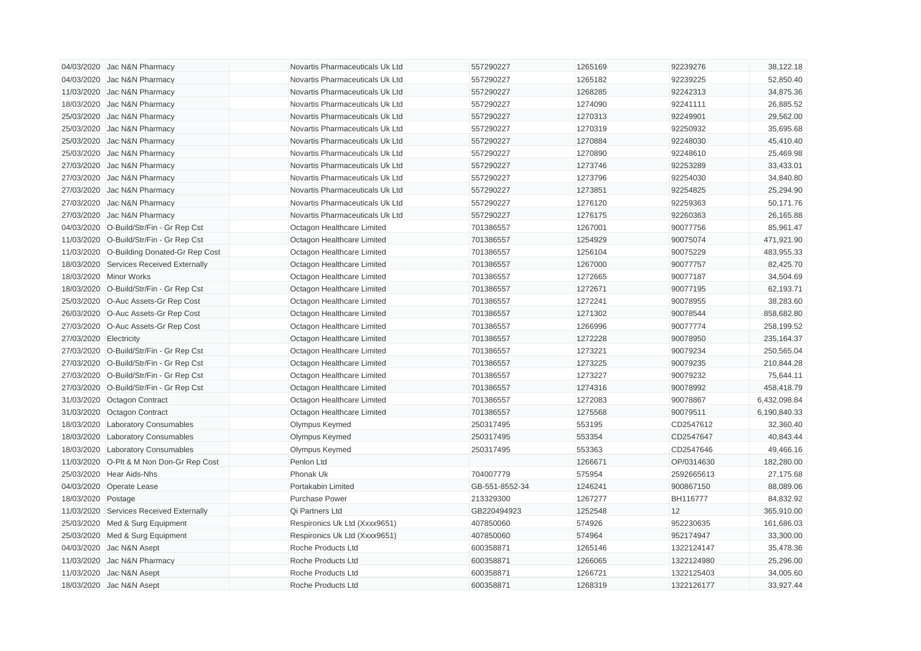| | | | | | | | |
|---|---|---|---|---|---|---|---|
| 04/03/2020 | Jac N&N Pharmacy | | Novartis Pharmaceuticals Uk Ltd | 557290227 | 1265169 | 92239276 | 38,122.18 |
| 04/03/2020 | Jac N&N Pharmacy | | Novartis Pharmaceuticals Uk Ltd | 557290227 | 1265182 | 92239225 | 52,850.40 |
| 11/03/2020 | Jac N&N Pharmacy | | Novartis Pharmaceuticals Uk Ltd | 557290227 | 1268285 | 92242313 | 34,875.36 |
| 18/03/2020 | Jac N&N Pharmacy | | Novartis Pharmaceuticals Uk Ltd | 557290227 | 1274090 | 92241111 | 26,885.52 |
| 25/03/2020 | Jac N&N Pharmacy | | Novartis Pharmaceuticals Uk Ltd | 557290227 | 1270313 | 92249901 | 29,562.00 |
| 25/03/2020 | Jac N&N Pharmacy | | Novartis Pharmaceuticals Uk Ltd | 557290227 | 1270319 | 92250932 | 35,695.68 |
| 25/03/2020 | Jac N&N Pharmacy | | Novartis Pharmaceuticals Uk Ltd | 557290227 | 1270884 | 92248030 | 45,410.40 |
| 25/03/2020 | Jac N&N Pharmacy | | Novartis Pharmaceuticals Uk Ltd | 557290227 | 1270890 | 92248610 | 25,469.98 |
| 27/03/2020 | Jac N&N Pharmacy | | Novartis Pharmaceuticals Uk Ltd | 557290227 | 1273746 | 92253289 | 33,433.01 |
| 27/03/2020 | Jac N&N Pharmacy | | Novartis Pharmaceuticals Uk Ltd | 557290227 | 1273796 | 92254030 | 34,840.80 |
| 27/03/2020 | Jac N&N Pharmacy | | Novartis Pharmaceuticals Uk Ltd | 557290227 | 1273851 | 92254825 | 25,294.90 |
| 27/03/2020 | Jac N&N Pharmacy | | Novartis Pharmaceuticals Uk Ltd | 557290227 | 1276120 | 92259363 | 50,171.76 |
| 27/03/2020 | Jac N&N Pharmacy | | Novartis Pharmaceuticals Uk Ltd | 557290227 | 1276175 | 92260363 | 26,165.88 |
| 04/03/2020 | O-Build/Str/Fin - Gr Rep Cst | | Octagon Healthcare Limited | 701386557 | 1267001 | 90077756 | 85,961.47 |
| 11/03/2020 | O-Build/Str/Fin - Gr Rep Cst | | Octagon Healthcare Limited | 701386557 | 1254929 | 90075074 | 471,921.90 |
| 11/03/2020 | O-Building Donated-Gr Rep Cost | | Octagon Healthcare Limited | 701386557 | 1256104 | 90075229 | 483,955.33 |
| 18/03/2020 | Services Received Externally | | Octagon Healthcare Limited | 701386557 | 1267000 | 90077757 | 82,425.70 |
| 18/03/2020 | Minor Works | | Octagon Healthcare Limited | 701386557 | 1272665 | 90077187 | 34,504.69 |
| 18/03/2020 | O-Build/Str/Fin - Gr Rep Cst | | Octagon Healthcare Limited | 701386557 | 1272671 | 90077195 | 62,193.71 |
| 25/03/2020 | O-Auc Assets-Gr Rep Cost | | Octagon Healthcare Limited | 701386557 | 1272241 | 90078955 | 38,283.60 |
| 26/03/2020 | O-Auc Assets-Gr Rep Cost | | Octagon Healthcare Limited | 701386557 | 1271302 | 90078544 | 858,682.80 |
| 27/03/2020 | O-Auc Assets-Gr Rep Cost | | Octagon Healthcare Limited | 701386557 | 1266996 | 90077774 | 258,199.52 |
| 27/03/2020 | Electricity | | Octagon Healthcare Limited | 701386557 | 1272228 | 90078950 | 235,164.37 |
| 27/03/2020 | O-Build/Str/Fin - Gr Rep Cst | | Octagon Healthcare Limited | 701386557 | 1273221 | 90079234 | 250,565.04 |
| 27/03/2020 | O-Build/Str/Fin - Gr Rep Cst | | Octagon Healthcare Limited | 701386557 | 1273225 | 90079235 | 210,844.28 |
| 27/03/2020 | O-Build/Str/Fin - Gr Rep Cst | | Octagon Healthcare Limited | 701386557 | 1273227 | 90079232 | 75,644.11 |
| 27/03/2020 | O-Build/Str/Fin - Gr Rep Cst | | Octagon Healthcare Limited | 701386557 | 1274316 | 90078992 | 458,418.79 |
| 31/03/2020 | Octagon Contract | | Octagon Healthcare Limited | 701386557 | 1272083 | 90078867 | 6,432,098.84 |
| 31/03/2020 | Octagon Contract | | Octagon Healthcare Limited | 701386557 | 1275568 | 90079511 | 6,190,840.33 |
| 18/03/2020 | Laboratory Consumables | | Olympus Keymed | 250317495 | 553195 | CD2547612 | 32,360.40 |
| 18/03/2020 | Laboratory Consumables | | Olympus Keymed | 250317495 | 553354 | CD2547647 | 40,843.44 |
| 18/03/2020 | Laboratory Consumables | | Olympus Keymed | 250317495 | 553363 | CD2547646 | 49,466.16 |
| 11/03/2020 | O-Plt & M Non Don-Gr Rep Cost | | Penlon Ltd | | 1266671 | OP/0314630 | 182,280.00 |
| 25/03/2020 | Hear Aids-Nhs | | Phonak Uk | 704007779 | 575954 | 2592665613 | 27,175.68 |
| 04/03/2020 | Operate Lease | | Portakabin Limited | GB-551-8552-34 | 1246241 | 900867150 | 88,089.06 |
| 18/03/2020 | Postage | | Purchase Power | 213329300 | 1267277 | BH116777 | 84,832.92 |
| 11/03/2020 | Services Received Externally | | Qi Partners Ltd | GB220494923 | 1252548 | 12 | 365,910.00 |
| 25/03/2020 | Med & Surg Equipment | | Respironics Uk Ltd (Xxxx9651) | 407850060 | 574926 | 952230635 | 161,686.03 |
| 25/03/2020 | Med & Surg Equipment | | Respironics Uk Ltd (Xxxx9651) | 407850060 | 574964 | 952174947 | 33,300.00 |
| 04/03/2020 | Jac N&N Asept | | Roche Products Ltd | 600358871 | 1265146 | 1322124147 | 35,478.36 |
| 11/03/2020 | Jac N&N Pharmacy | | Roche Products Ltd | 600358871 | 1266065 | 1322124980 | 25,296.00 |
| 11/03/2020 | Jac N&N Asept | | Roche Products Ltd | 600358871 | 1266721 | 1322125403 | 34,005.60 |
| 18/03/2020 | Jac N&N Asept | | Roche Products Ltd | 600358871 | 1268319 | 1322126177 | 33,927.44 |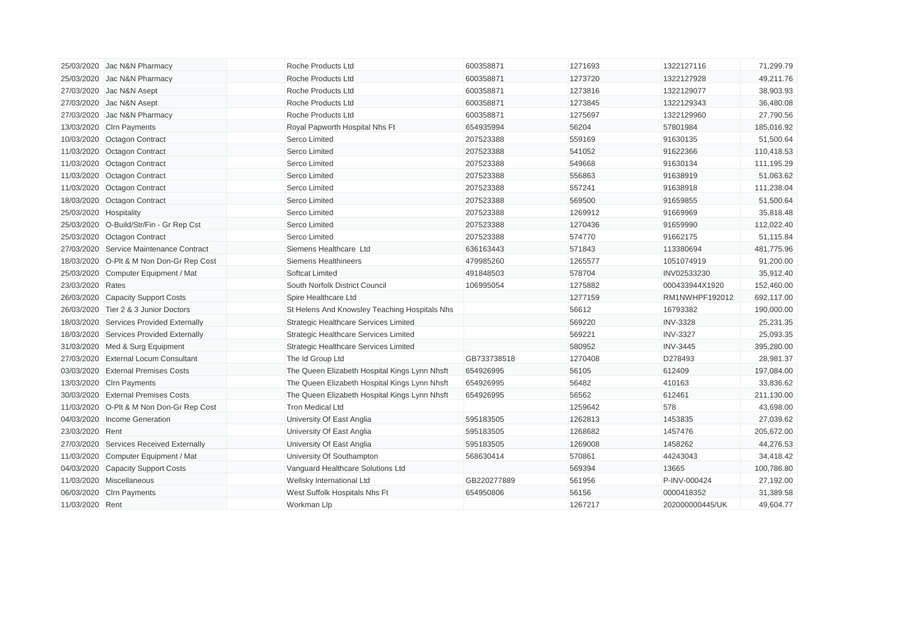| | | | | | | | |
|---|---|---|---|---|---|---|---|
| 25/03/2020 | Jac N&N Pharmacy | | Roche Products Ltd | 600358871 | 1271693 | 1322127116 | 71,299.79 |
| 25/03/2020 | Jac N&N Pharmacy | | Roche Products Ltd | 600358871 | 1273720 | 1322127928 | 49,211.76 |
| 27/03/2020 | Jac N&N Asept | | Roche Products Ltd | 600358871 | 1273816 | 1322129077 | 38,903.93 |
| 27/03/2020 | Jac N&N Asept | | Roche Products Ltd | 600358871 | 1273845 | 1322129343 | 36,480.08 |
| 27/03/2020 | Jac N&N Pharmacy | | Roche Products Ltd | 600358871 | 1275697 | 1322129960 | 27,790.56 |
| 13/03/2020 | Clrn Payments | | Royal Papworth Hospital Nhs Ft | 654935994 | 56204 | 57801984 | 185,016.92 |
| 10/03/2020 | Octagon Contract | | Serco Limited | 207523388 | 559169 | 91630135 | 51,500.64 |
| 11/03/2020 | Octagon Contract | | Serco Limited | 207523388 | 541052 | 91622366 | 110,418.53 |
| 11/03/2020 | Octagon Contract | | Serco Limited | 207523388 | 549668 | 91630134 | 111,195.29 |
| 11/03/2020 | Octagon Contract | | Serco Limited | 207523388 | 556863 | 91638919 | 51,063.62 |
| 11/03/2020 | Octagon Contract | | Serco Limited | 207523388 | 557241 | 91638918 | 111,238.04 |
| 18/03/2020 | Octagon Contract | | Serco Limited | 207523388 | 569500 | 91659855 | 51,500.64 |
| 25/03/2020 | Hospitality | | Serco Limited | 207523388 | 1269912 | 91669969 | 35,818.48 |
| 25/03/2020 | O-Build/Str/Fin - Gr Rep Cst | | Serco Limited | 207523388 | 1270436 | 91659990 | 112,022.40 |
| 25/03/2020 | Octagon Contract | | Serco Limited | 207523388 | 574770 | 91662175 | 51,115.84 |
| 27/03/2020 | Service Maintenance Contract | | Siemens Healthcare Ltd | 636163443 | 571843 | 113380694 | 481,775.96 |
| 18/03/2020 | O-Plt & M Non Don-Gr Rep Cost | | Siemens Healthineers | 479985260 | 1265577 | 1051074919 | 91,200.00 |
| 25/03/2020 | Computer Equipment / Mat | | Softcat Limited | 491848503 | 578704 | INV02533230 | 35,912.40 |
| 23/03/2020 | Rates | | South Norfolk District Council | 106995054 | 1275882 | 000433944X1920 | 152,460.00 |
| 26/03/2020 | Capacity Support Costs | | Spire Healthcare Ltd | | 1277159 | RM1NWHPF192012 | 692,117.00 |
| 26/03/2020 | Tier 2 & 3 Junior Doctors | | St Helens And Knowsley Teaching Hospitals Nhs | | 56612 | 16793382 | 190,000.00 |
| 18/03/2020 | Services Provided Externally | | Strategic Healthcare Services Limited | | 569220 | INV-3328 | 25,231.35 |
| 18/03/2020 | Services Provided Externally | | Strategic Healthcare Services Limited | | 569221 | INV-3327 | 25,093.35 |
| 31/03/2020 | Med & Surg Equipment | | Strategic Healthcare Services Limited | | 580952 | INV-3445 | 395,280.00 |
| 27/03/2020 | External Locum Consultant | | The Id Group Ltd | GB733738518 | 1270408 | D278493 | 28,981.37 |
| 03/03/2020 | External Premises Costs | | The Queen Elizabeth Hospital Kings Lynn Nhsft | 654926995 | 56105 | 612409 | 197,084.00 |
| 13/03/2020 | Clrn Payments | | The Queen Elizabeth Hospital Kings Lynn Nhsft | 654926995 | 56482 | 410163 | 33,836.62 |
| 30/03/2020 | External Premises Costs | | The Queen Elizabeth Hospital Kings Lynn Nhsft | 654926995 | 56562 | 612461 | 211,130.00 |
| 11/03/2020 | O-Plt & M Non Don-Gr Rep Cost | | Tron Medical Ltd | | 1259642 | 578 | 43,698.00 |
| 04/03/2020 | Income Generation | | University Of East Anglia | 595183505 | 1262813 | 1453835 | 27,039.62 |
| 23/03/2020 | Rent | | University Of East Anglia | 595183505 | 1268682 | 1457476 | 205,672.00 |
| 27/03/2020 | Services Received Externally | | University Of East Anglia | 595183505 | 1269008 | 1458262 | 44,276.53 |
| 11/03/2020 | Computer Equipment / Mat | | University Of Southampton | 568630414 | 570861 | 44243043 | 34,418.42 |
| 04/03/2020 | Capacity Support Costs | | Vanguard Healthcare Solutions Ltd | | 569394 | 13665 | 100,786.80 |
| 11/03/2020 | Miscellaneous | | Wellsky International Ltd | GB220277889 | 561956 | P-INV-000424 | 27,192.00 |
| 06/03/2020 | Clrn Payments | | West Suffolk Hospitals Nhs Ft | 654950806 | 56156 | 0000418352 | 31,389.58 |
| 11/03/2020 | Rent | | Workman Llp | | 1267217 | 202000000445/UK | 49,604.77 |